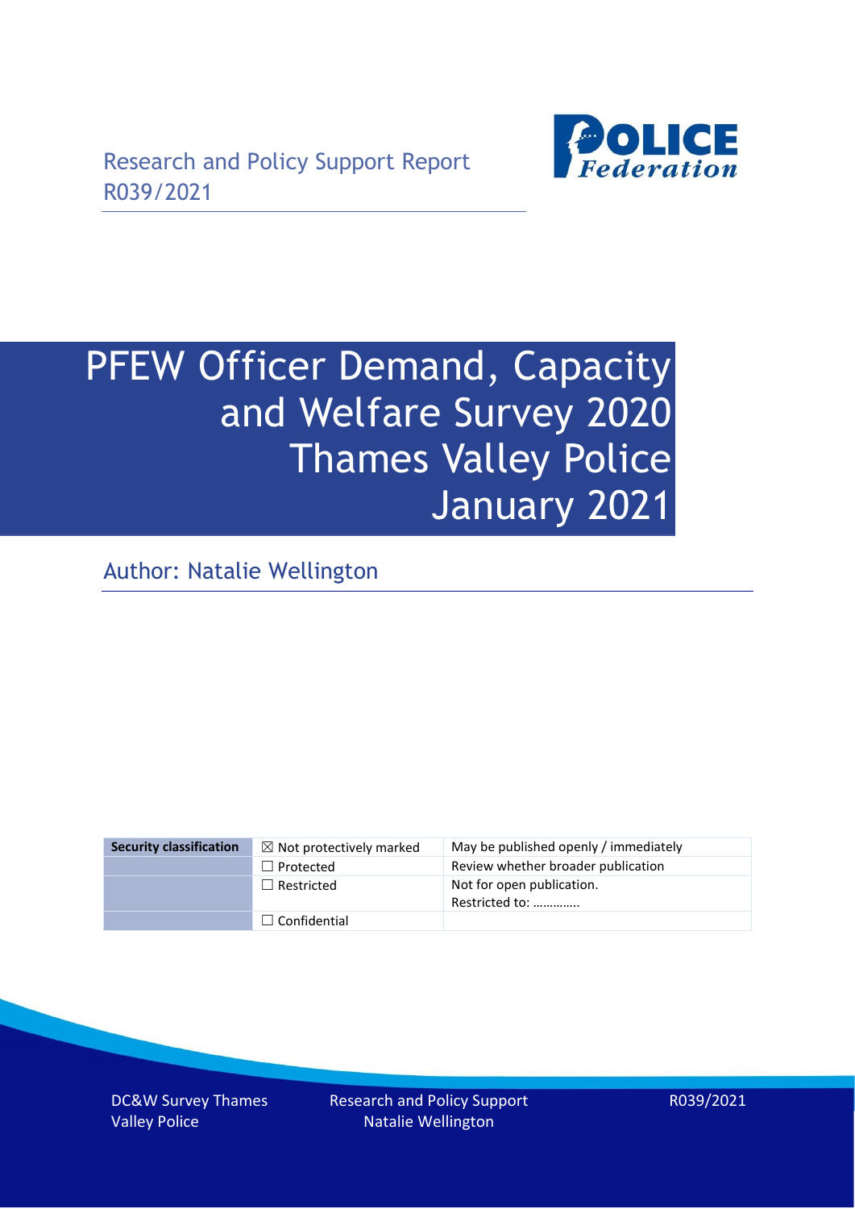Research and Policy Support Report
R039/2021

POLICE Federation

# PFEW Officer Demand, Capacity and Welfare Survey 2020 Thames Valley Police January 2021

Author: Natalie Wellington

| | | |
|---|---|---|
| **Security classification** | ☒ Not protectively marked | May be published openly / immediately |
| | ☐ Protected | Review whether broader publication |
| | ☐ Restricted | Not for open publication. Restricted to: …………. |
| | ☐ Confidential | |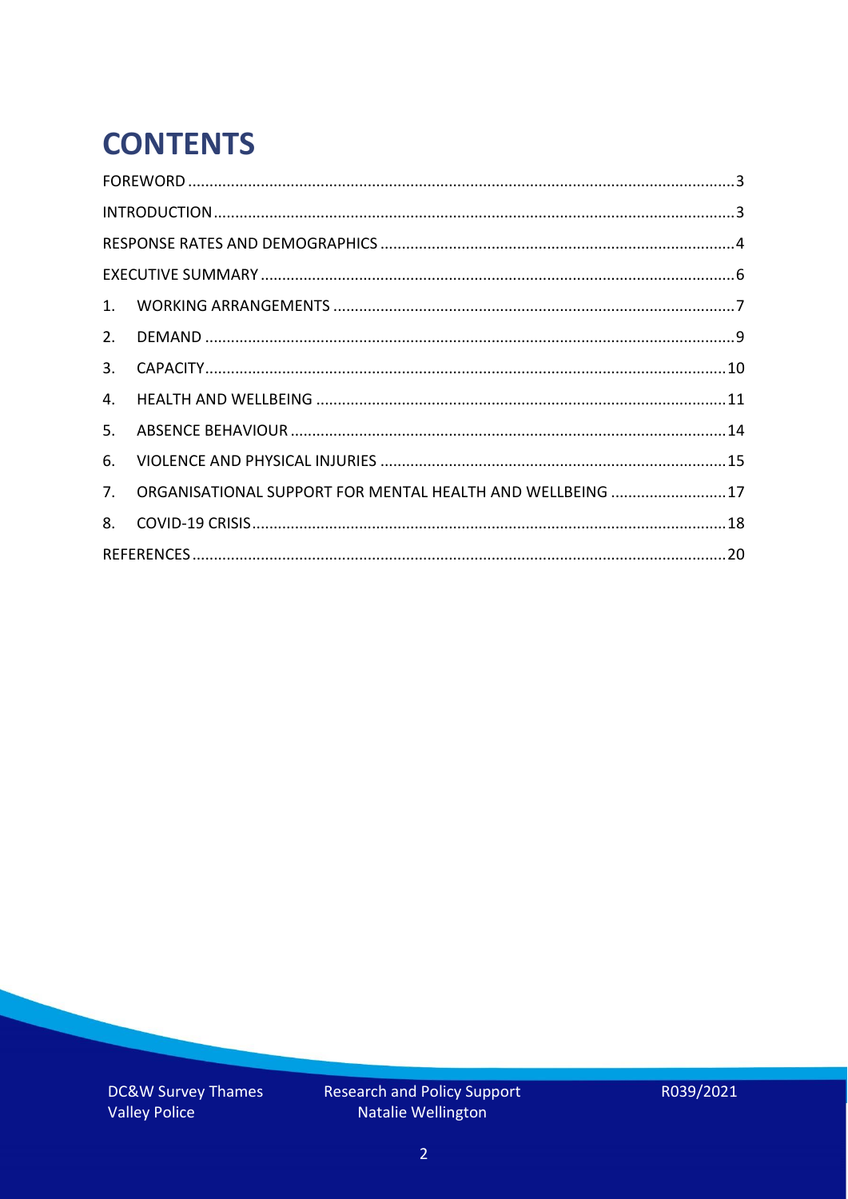# CONTENTS

FOREWORD .......... 3

INTRODUCTION .......... 3

RESPONSE RATES AND DEMOGRAPHICS .......... 4

EXECUTIVE SUMMARY .......... 6

1. WORKING ARRANGEMENTS .......... 7
2. DEMAND .......... 9
3. CAPACITY .......... 10
4. HEALTH AND WELLBEING .......... 11
5. ABSENCE BEHAVIOUR .......... 14
6. VIOLENCE AND PHYSICAL INJURIES .......... 15
7. ORGANISATIONAL SUPPORT FOR MENTAL HEALTH AND WELLBEING .......... 17
8. COVID-19 CRISIS .......... 18

REFERENCES .......... 20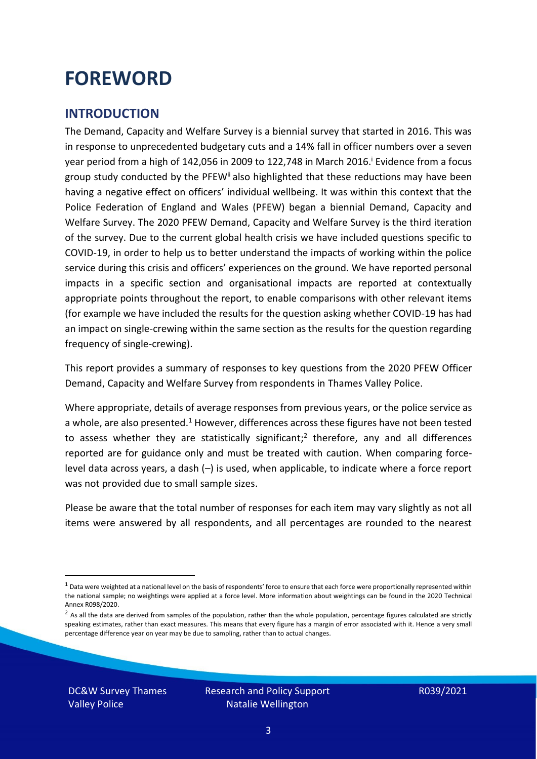# FOREWORD

## INTRODUCTION

The Demand, Capacity and Welfare Survey is a biennial survey that started in 2016. This was in response to unprecedented budgetary cuts and a 14% fall in officer numbers over a seven year period from a high of 142,056 in 2009 to 122,748 in March 2016.[i] Evidence from a focus group study conducted by the PFEW[ii] also highlighted that these reductions may have been having a negative effect on officers' individual wellbeing. It was within this context that the Police Federation of England and Wales (PFEW) began a biennial Demand, Capacity and Welfare Survey. The 2020 PFEW Demand, Capacity and Welfare Survey is the third iteration of the survey. Due to the current global health crisis we have included questions specific to COVID-19, in order to help us to better understand the impacts of working within the police service during this crisis and officers' experiences on the ground. We have reported personal impacts in a specific section and organisational impacts are reported at contextually appropriate points throughout the report, to enable comparisons with other relevant items (for example we have included the results for the question asking whether COVID-19 has had an impact on single-crewing within the same section as the results for the question regarding frequency of single-crewing).

This report provides a summary of responses to key questions from the 2020 PFEW Officer Demand, Capacity and Welfare Survey from respondents in Thames Valley Police.

Where appropriate, details of average responses from previous years, or the police service as a whole, are also presented.[1] However, differences across these figures have not been tested to assess whether they are statistically significant;[2] therefore, any and all differences reported are for guidance only and must be treated with caution. When comparing force-level data across years, a dash (–) is used, when applicable, to indicate where a force report was not provided due to small sample sizes.

Please be aware that the total number of responses for each item may vary slightly as not all items were answered by all respondents, and all percentages are rounded to the nearest

[1] Data were weighted at a national level on the basis of respondents' force to ensure that each force were proportionally represented within the national sample; no weightings were applied at a force level. More information about weightings can be found in the 2020 Technical Annex R098/2020.

[2] As all the data are derived from samples of the population, rather than the whole population, percentage figures calculated are strictly speaking estimates, rather than exact measures. This means that every figure has a margin of error associated with it. Hence a very small percentage difference year on year may be due to sampling, rather than to actual changes.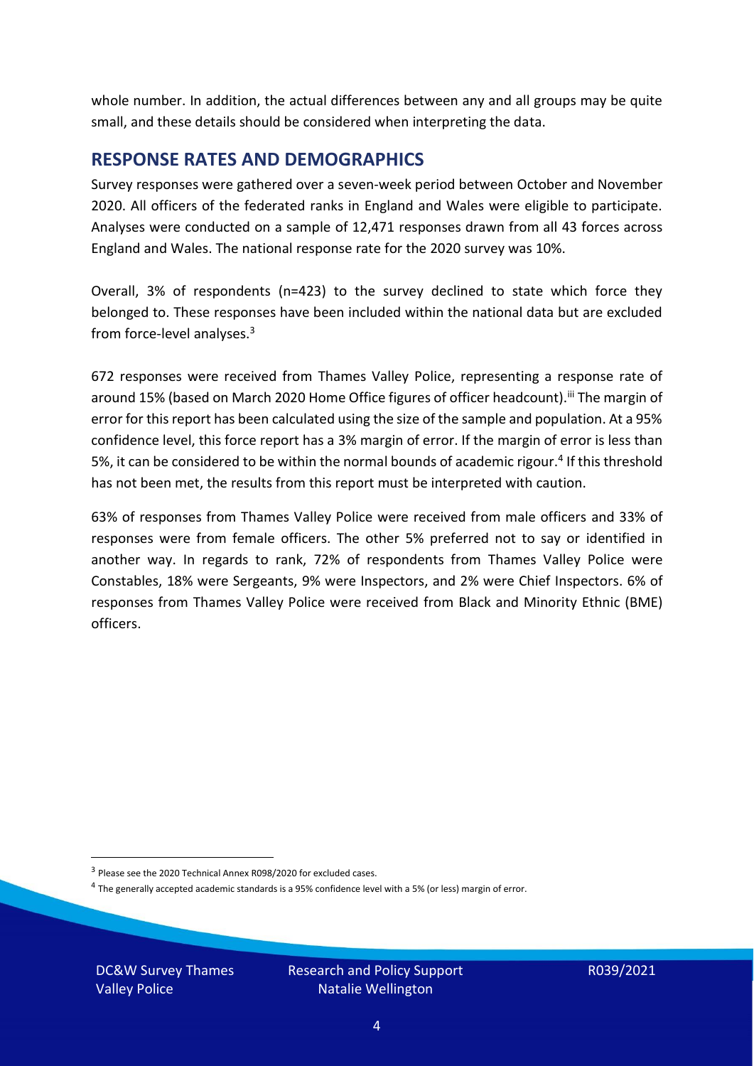whole number. In addition, the actual differences between any and all groups may be quite small, and these details should be considered when interpreting the data.

## RESPONSE RATES AND DEMOGRAPHICS

Survey responses were gathered over a seven-week period between October and November 2020. All officers of the federated ranks in England and Wales were eligible to participate. Analyses were conducted on a sample of 12,471 responses drawn from all 43 forces across England and Wales. The national response rate for the 2020 survey was 10%.

Overall, 3% of respondents (n=423) to the survey declined to state which force they belonged to. These responses have been included within the national data but are excluded from force-level analyses.[3]

672 responses were received from Thames Valley Police, representing a response rate of around 15% (based on March 2020 Home Office figures of officer headcount).[iii] The margin of error for this report has been calculated using the size of the sample and population. At a 95% confidence level, this force report has a 3% margin of error. If the margin of error is less than 5%, it can be considered to be within the normal bounds of academic rigour.[4] If this threshold has not been met, the results from this report must be interpreted with caution.

63% of responses from Thames Valley Police were received from male officers and 33% of responses were from female officers. The other 5% preferred not to say or identified in another way. In regards to rank, 72% of respondents from Thames Valley Police were Constables, 18% were Sergeants, 9% were Inspectors, and 2% were Chief Inspectors. 6% of responses from Thames Valley Police were received from Black and Minority Ethnic (BME) officers.

[3] Please see the 2020 Technical Annex R098/2020 for excluded cases.

[4] The generally accepted academic standards is a 95% confidence level with a 5% (or less) margin of error.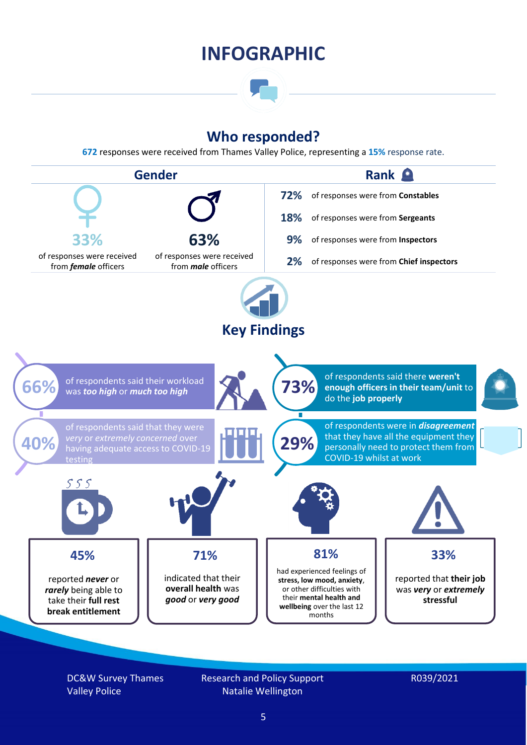# INFOGRAPHIC

## Who responded?

**672** responses were received from Thames Valley Police, representing a **15%** response rate.

### Gender

**33%** of responses were received from ***female*** officers

**63%** of responses were received from ***male*** officers

### Rank

**72%** of responses were from **Constables**

**18%** of responses were from **Sergeants**

**9%** of responses were from **Inspectors**

**2%** of responses were from **Chief inspectors**

## Key Findings

**66%** of respondents said their workload was ***too high*** or ***much too high***

**73%** of respondents said there **weren't enough officers in their team/unit** to do the **job properly**

**40%** of respondents said that they were *very* or *extremely concerned* over having adequate access to COVID-19 testing

**29%** of respondents were in ***disagreement*** that they have all the equipment they personally need to protect them from COVID-19 whilst at work

**45%** reported ***never*** or ***rarely*** being able to take their **full rest break entitlement**

**71%** indicated that their **overall health** was ***good*** or ***very good***

**81%** had experienced feelings of **stress, low mood, anxiety**, or other difficulties with their **mental health and wellbeing** over the last 12 months

**33%** reported that **their job** was ***very*** or ***extremely*** **stressful**

DC&W Survey Thames Valley Police

Research and Policy Support
Natalie Wellington

R039/2021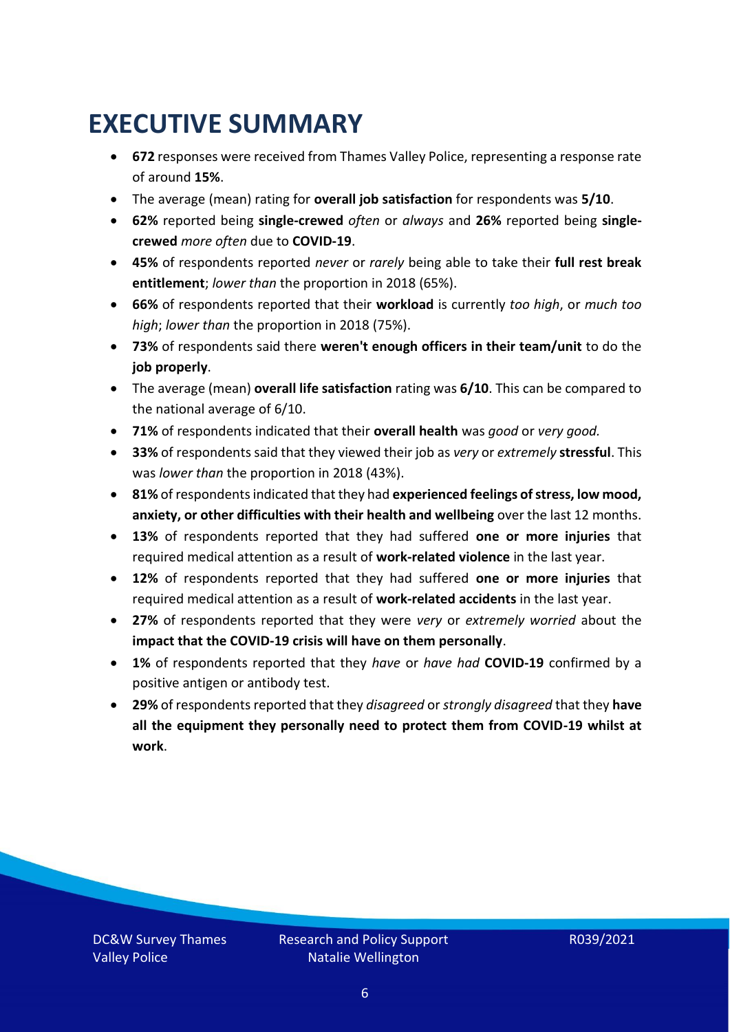# EXECUTIVE SUMMARY

- **672** responses were received from Thames Valley Police, representing a response rate of around **15%**.
- The average (mean) rating for **overall job satisfaction** for respondents was **5/10**.
- **62%** reported being **single-crewed** *often* or *always* and **26%** reported being **single-crewed** *more often* due to **COVID-19**.
- **45%** of respondents reported *never* or *rarely* being able to take their **full rest break entitlement**; *lower than* the proportion in 2018 (65%).
- **66%** of respondents reported that their **workload** is currently *too high*, or *much too high*; *lower than* the proportion in 2018 (75%).
- **73%** of respondents said there **weren't enough officers in their team/unit** to do the **job properly**.
- The average (mean) **overall life satisfaction** rating was **6/10**. This can be compared to the national average of 6/10.
- **71%** of respondents indicated that their **overall health** was *good* or *very good.*
- **33%** of respondents said that they viewed their job as *very* or *extremely* **stressful**. This was *lower than* the proportion in 2018 (43%).
- **81%** of respondents indicated that they had **experienced feelings of stress, low mood, anxiety, or other difficulties with their health and wellbeing** over the last 12 months.
- **13%** of respondents reported that they had suffered **one or more injuries** that required medical attention as a result of **work-related violence** in the last year.
- **12%** of respondents reported that they had suffered **one or more injuries** that required medical attention as a result of **work-related accidents** in the last year.
- **27%** of respondents reported that they were *very* or *extremely worried* about the **impact that the COVID-19 crisis will have on them personally**.
- **1%** of respondents reported that they *have* or *have had* **COVID-19** confirmed by a positive antigen or antibody test.
- **29%** of respondents reported that they *disagreed* or *strongly disagreed* that they **have all the equipment they personally need to protect them from COVID-19 whilst at work**.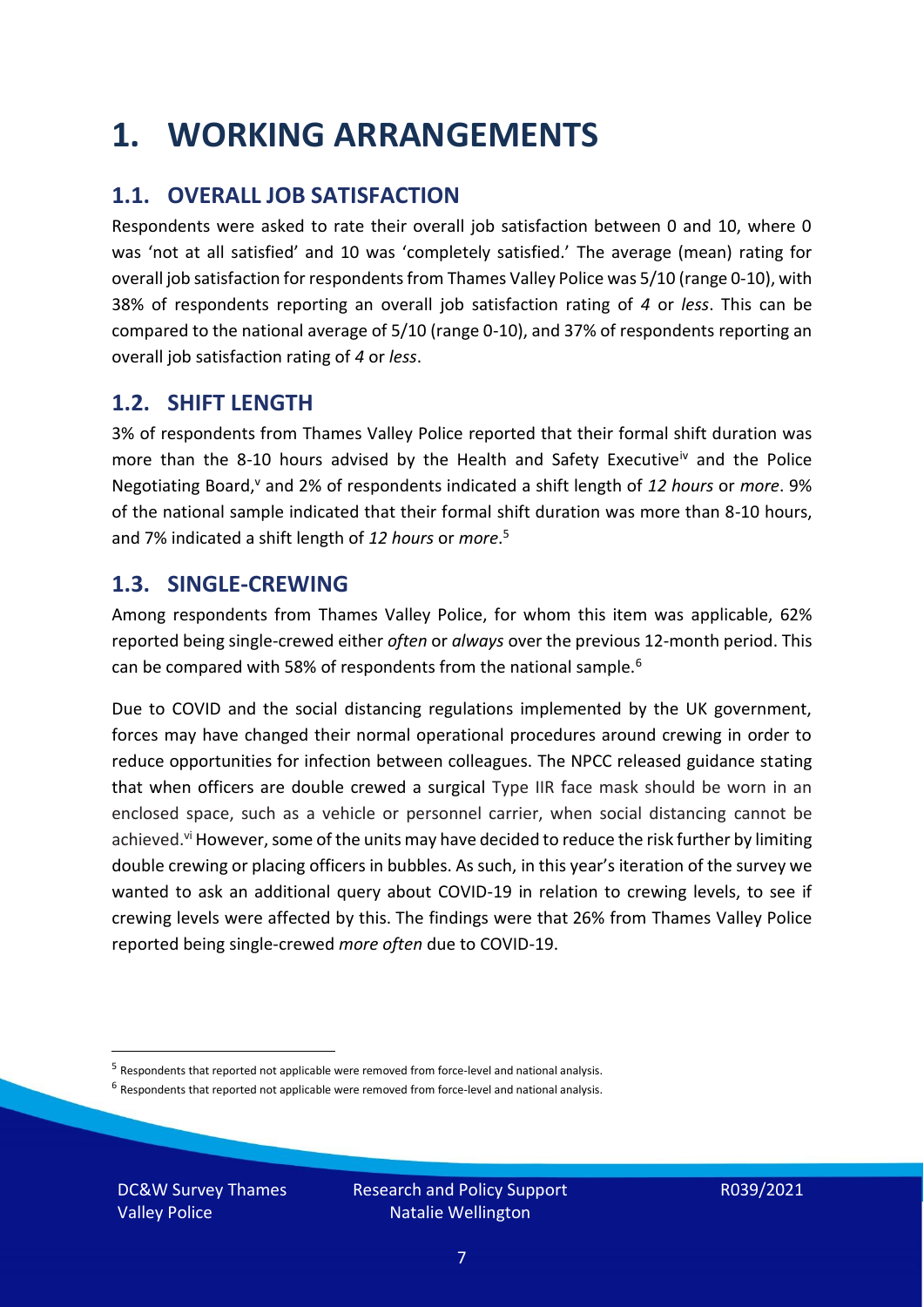# 1. WORKING ARRANGEMENTS

## 1.1. OVERALL JOB SATISFACTION

Respondents were asked to rate their overall job satisfaction between 0 and 10, where 0 was 'not at all satisfied' and 10 was 'completely satisfied.' The average (mean) rating for overall job satisfaction for respondents from Thames Valley Police was 5/10 (range 0-10), with 38% of respondents reporting an overall job satisfaction rating of *4* or *less*. This can be compared to the national average of 5/10 (range 0-10), and 37% of respondents reporting an overall job satisfaction rating of *4* or *less*.

## 1.2. SHIFT LENGTH

3% of respondents from Thames Valley Police reported that their formal shift duration was more than the 8-10 hours advised by the Health and Safety Executive[iv] and the Police Negotiating Board,[v] and 2% of respondents indicated a shift length of *12 hours* or *more*. 9% of the national sample indicated that their formal shift duration was more than 8-10 hours, and 7% indicated a shift length of *12 hours* or *more*.[5]

## 1.3. SINGLE-CREWING

Among respondents from Thames Valley Police, for whom this item was applicable, 62% reported being single-crewed either *often* or *always* over the previous 12-month period. This can be compared with 58% of respondents from the national sample.[6]

Due to COVID and the social distancing regulations implemented by the UK government, forces may have changed their normal operational procedures around crewing in order to reduce opportunities for infection between colleagues. The NPCC released guidance stating that when officers are double crewed a surgical Type IIR face mask should be worn in an enclosed space, such as a vehicle or personnel carrier, when social distancing cannot be achieved.[vi] However, some of the units may have decided to reduce the risk further by limiting double crewing or placing officers in bubbles. As such, in this year's iteration of the survey we wanted to ask an additional query about COVID-19 in relation to crewing levels, to see if crewing levels were affected by this. The findings were that 26% from Thames Valley Police reported being single-crewed *more often* due to COVID-19.

[5] Respondents that reported not applicable were removed from force-level and national analysis.

[6] Respondents that reported not applicable were removed from force-level and national analysis.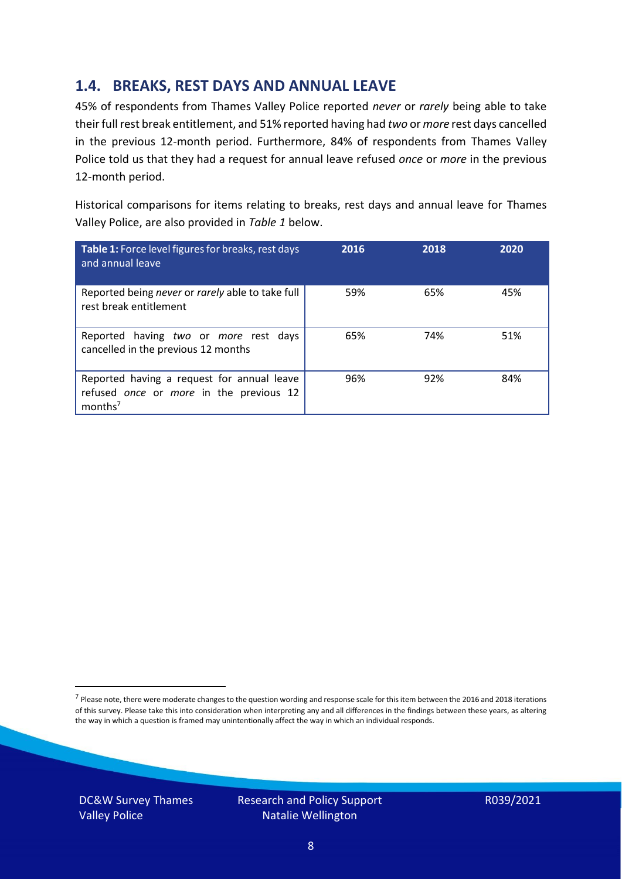## 1.4. BREAKS, REST DAYS AND ANNUAL LEAVE

45% of respondents from Thames Valley Police reported *never* or *rarely* being able to take their full rest break entitlement, and 51% reported having had *two* or *more* rest days cancelled in the previous 12-month period. Furthermore, 84% of respondents from Thames Valley Police told us that they had a request for annual leave refused *once* or *more* in the previous 12-month period.

Historical comparisons for items relating to breaks, rest days and annual leave for Thames Valley Police, are also provided in *Table 1* below.

| **Table 1:** Force level figures for breaks, rest days and annual leave | 2016 | 2018 | 2020 |
|---|---|---|---|
| Reported being *never* or *rarely* able to take full rest break entitlement | 59% | 65% | 45% |
| Reported having *two* or *more* rest days cancelled in the previous 12 months | 65% | 74% | 51% |
| Reported having a request for annual leave refused *once* or *more* in the previous 12 months[7] | 96% | 92% | 84% |

[7] Please note, there were moderate changes to the question wording and response scale for this item between the 2016 and 2018 iterations of this survey. Please take this into consideration when interpreting any and all differences in the findings between these years, as altering the way in which a question is framed may unintentionally affect the way in which an individual responds.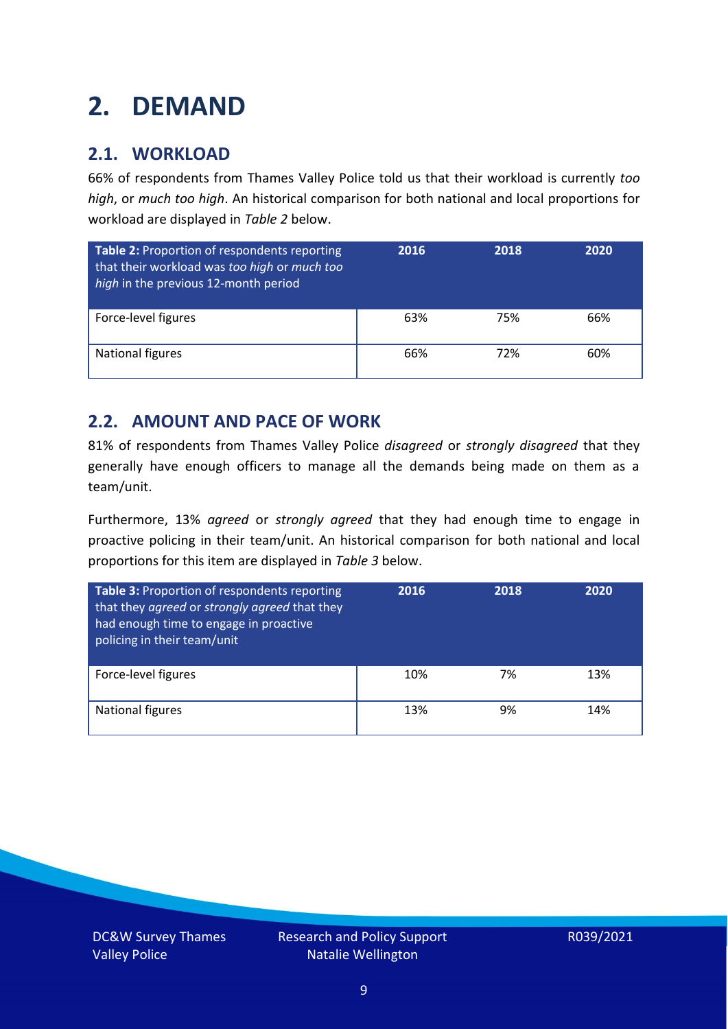# 2. DEMAND

## 2.1. WORKLOAD

66% of respondents from Thames Valley Police told us that their workload is currently *too high*, or *much too high*. An historical comparison for both national and local proportions for workload are displayed in *Table 2* below.

| **Table 2:** Proportion of respondents reporting that their workload was *too high* or *much too high* in the previous 12-month period | 2016 | 2018 | 2020 |
|---|---|---|---|
| Force-level figures | 63% | 75% | 66% |
| National figures | 66% | 72% | 60% |

## 2.2. AMOUNT AND PACE OF WORK

81% of respondents from Thames Valley Police *disagreed* or *strongly disagreed* that they generally have enough officers to manage all the demands being made on them as a team/unit.

Furthermore, 13% *agreed* or *strongly agreed* that they had enough time to engage in proactive policing in their team/unit. An historical comparison for both national and local proportions for this item are displayed in *Table 3* below.

| **Table 3:** Proportion of respondents reporting that they *agreed* or *strongly agreed* that they had enough time to engage in proactive policing in their team/unit | 2016 | 2018 | 2020 |
|---|---|---|---|
| Force-level figures | 10% | 7% | 13% |
| National figures | 13% | 9% | 14% |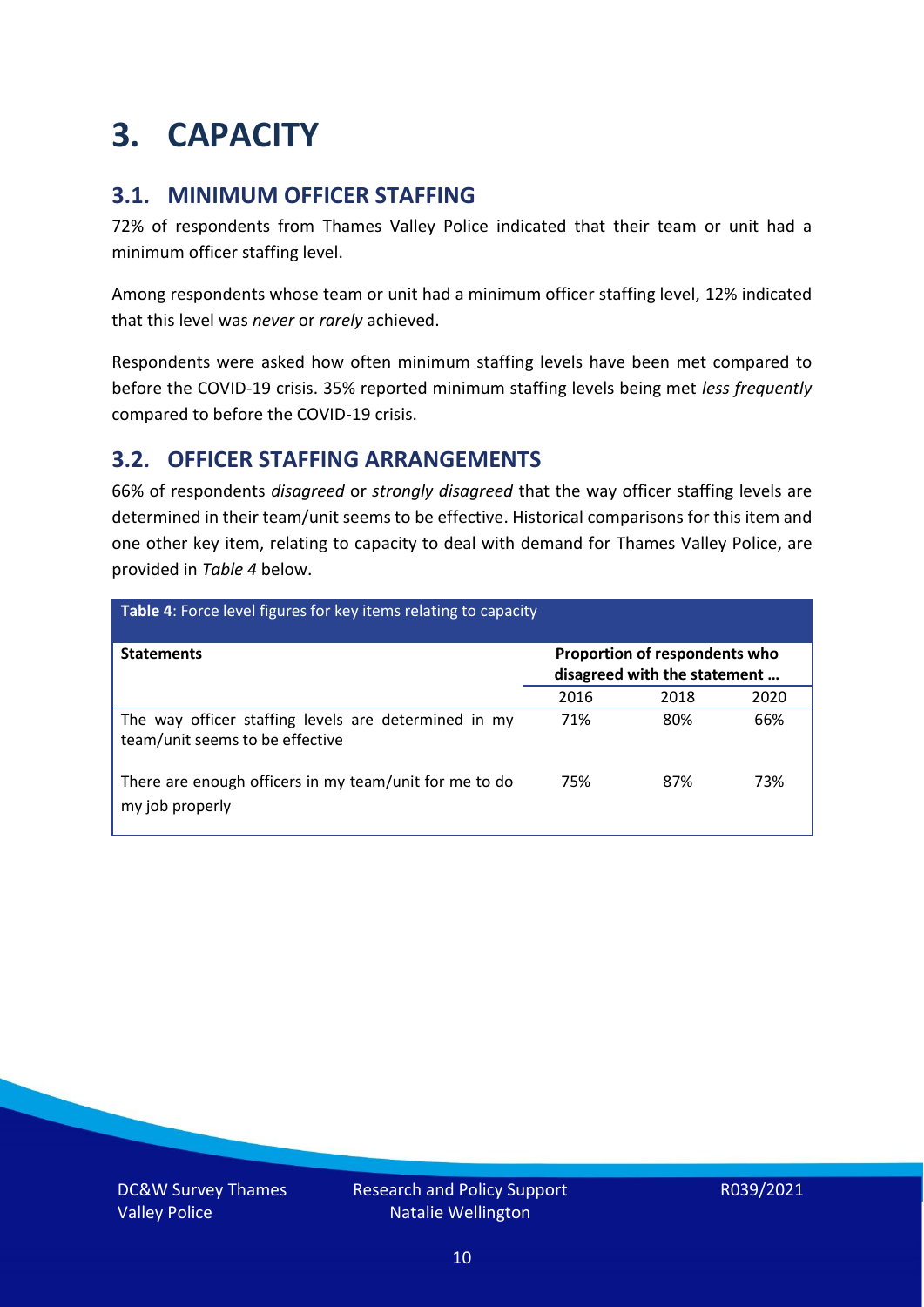# 3. CAPACITY

## 3.1. MINIMUM OFFICER STAFFING

72% of respondents from Thames Valley Police indicated that their team or unit had a minimum officer staffing level.

Among respondents whose team or unit had a minimum officer staffing level, 12% indicated that this level was *never* or *rarely* achieved.

Respondents were asked how often minimum staffing levels have been met compared to before the COVID-19 crisis. 35% reported minimum staffing levels being met *less frequently* compared to before the COVID-19 crisis.

## 3.2. OFFICER STAFFING ARRANGEMENTS

66% of respondents *disagreed* or *strongly disagreed* that the way officer staffing levels are determined in their team/unit seems to be effective. Historical comparisons for this item and one other key item, relating to capacity to deal with demand for Thames Valley Police, are provided in *Table 4* below.

**Table 4**: Force level figures for key items relating to capacity

| **Statements** | **Proportion of respondents who disagreed with the statement …** | | |
|---|---|---|---|
| | 2016 | 2018 | 2020 |
| The way officer staffing levels are determined in my team/unit seems to be effective | 71% | 80% | 66% |
| There are enough officers in my team/unit for me to do my job properly | 75% | 87% | 73% |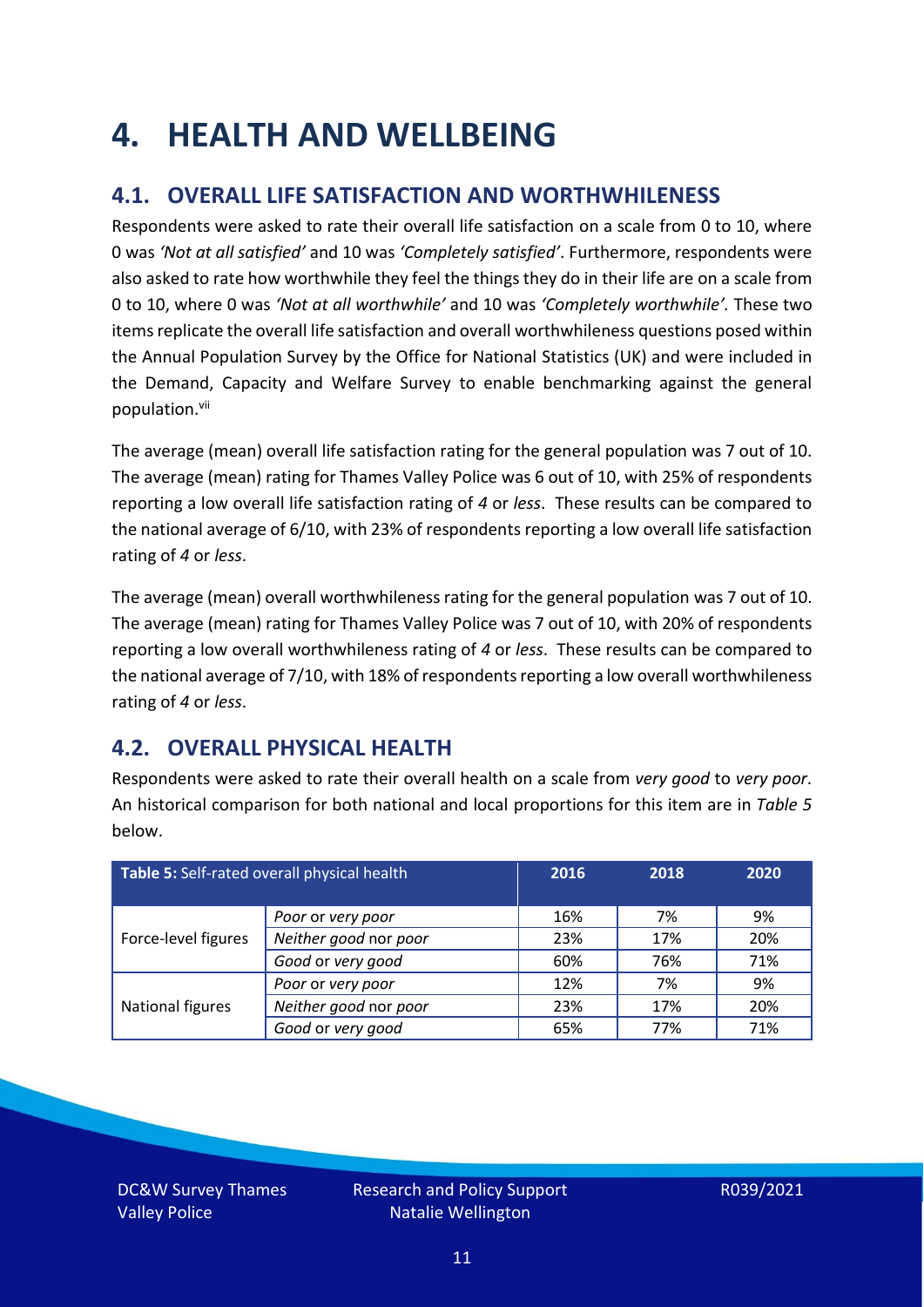# 4. HEALTH AND WELLBEING

## 4.1. OVERALL LIFE SATISFACTION AND WORTHWHILENESS

Respondents were asked to rate their overall life satisfaction on a scale from 0 to 10, where 0 was *'Not at all satisfied'* and 10 was *'Completely satisfied'*. Furthermore, respondents were also asked to rate how worthwhile they feel the things they do in their life are on a scale from 0 to 10, where 0 was *'Not at all worthwhile'* and 10 was *'Completely worthwhile'.* These two items replicate the overall life satisfaction and overall worthwhileness questions posed within the Annual Population Survey by the Office for National Statistics (UK) and were included in the Demand, Capacity and Welfare Survey to enable benchmarking against the general population.[vii]

The average (mean) overall life satisfaction rating for the general population was 7 out of 10. The average (mean) rating for Thames Valley Police was 6 out of 10, with 25% of respondents reporting a low overall life satisfaction rating of *4* or *less*. These results can be compared to the national average of 6/10, with 23% of respondents reporting a low overall life satisfaction rating of *4* or *less*.

The average (mean) overall worthwhileness rating for the general population was 7 out of 10. The average (mean) rating for Thames Valley Police was 7 out of 10, with 20% of respondents reporting a low overall worthwhileness rating of *4* or *less*. These results can be compared to the national average of 7/10, with 18% of respondents reporting a low overall worthwhileness rating of *4* or *less*.

## 4.2. OVERALL PHYSICAL HEALTH

Respondents were asked to rate their overall health on a scale from *very good* to *very poor*. An historical comparison for both national and local proportions for this item are in *Table 5* below.

| **Table 5:** Self-rated overall physical health | | 2016 | 2018 | 2020 |
|---|---|---|---|---|
| Force-level figures | *Poor* or *very poor* | 16% | 7% | 9% |
| | *Neither good* nor *poor* | 23% | 17% | 20% |
| | *Good* or *very good* | 60% | 76% | 71% |
| National figures | *Poor* or *very poor* | 12% | 7% | 9% |
| | *Neither good* nor *poor* | 23% | 17% | 20% |
| | *Good* or *very good* | 65% | 77% | 71% |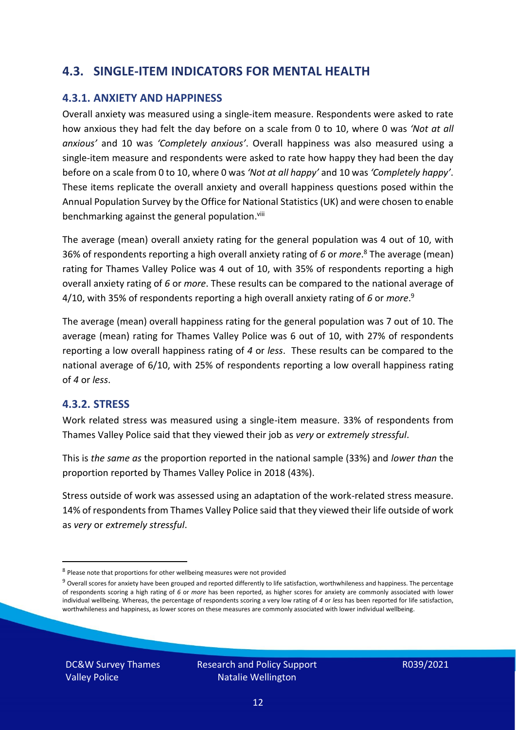## 4.3. SINGLE-ITEM INDICATORS FOR MENTAL HEALTH

### 4.3.1. ANXIETY AND HAPPINESS

Overall anxiety was measured using a single-item measure. Respondents were asked to rate how anxious they had felt the day before on a scale from 0 to 10, where 0 was *'Not at all anxious'* and 10 was *'Completely anxious'*. Overall happiness was also measured using a single-item measure and respondents were asked to rate how happy they had been the day before on a scale from 0 to 10, where 0 was *'Not at all happy'* and 10 was *'Completely happy'*. These items replicate the overall anxiety and overall happiness questions posed within the Annual Population Survey by the Office for National Statistics (UK) and were chosen to enable benchmarking against the general population.[viii]

The average (mean) overall anxiety rating for the general population was 4 out of 10, with 36% of respondents reporting a high overall anxiety rating of *6* or *more*.[8] The average (mean) rating for Thames Valley Police was 4 out of 10, with 35% of respondents reporting a high overall anxiety rating of *6* or *more*. These results can be compared to the national average of 4/10, with 35% of respondents reporting a high overall anxiety rating of *6* or *more*.[9]

The average (mean) overall happiness rating for the general population was 7 out of 10. The average (mean) rating for Thames Valley Police was 6 out of 10, with 27% of respondents reporting a low overall happiness rating of *4* or *less*. These results can be compared to the national average of 6/10, with 25% of respondents reporting a low overall happiness rating of *4* or *less*.

### 4.3.2. STRESS

Work related stress was measured using a single-item measure. 33% of respondents from Thames Valley Police said that they viewed their job as *very* or *extremely stressful*.

This is *the same as* the proportion reported in the national sample (33%) and *lower than* the proportion reported by Thames Valley Police in 2018 (43%).

Stress outside of work was assessed using an adaptation of the work-related stress measure. 14% of respondents from Thames Valley Police said that they viewed their life outside of work as *very* or *extremely stressful*.

---

[8] Please note that proportions for other wellbeing measures were not provided

[9] Overall scores for anxiety have been grouped and reported differently to life satisfaction, worthwhileness and happiness. The percentage of respondents scoring a high rating of *6* or *more* has been reported, as higher scores for anxiety are commonly associated with lower individual wellbeing. Whereas, the percentage of respondents scoring a very low rating of *4* or *less* has been reported for life satisfaction, worthwhileness and happiness, as lower scores on these measures are commonly associated with lower individual wellbeing.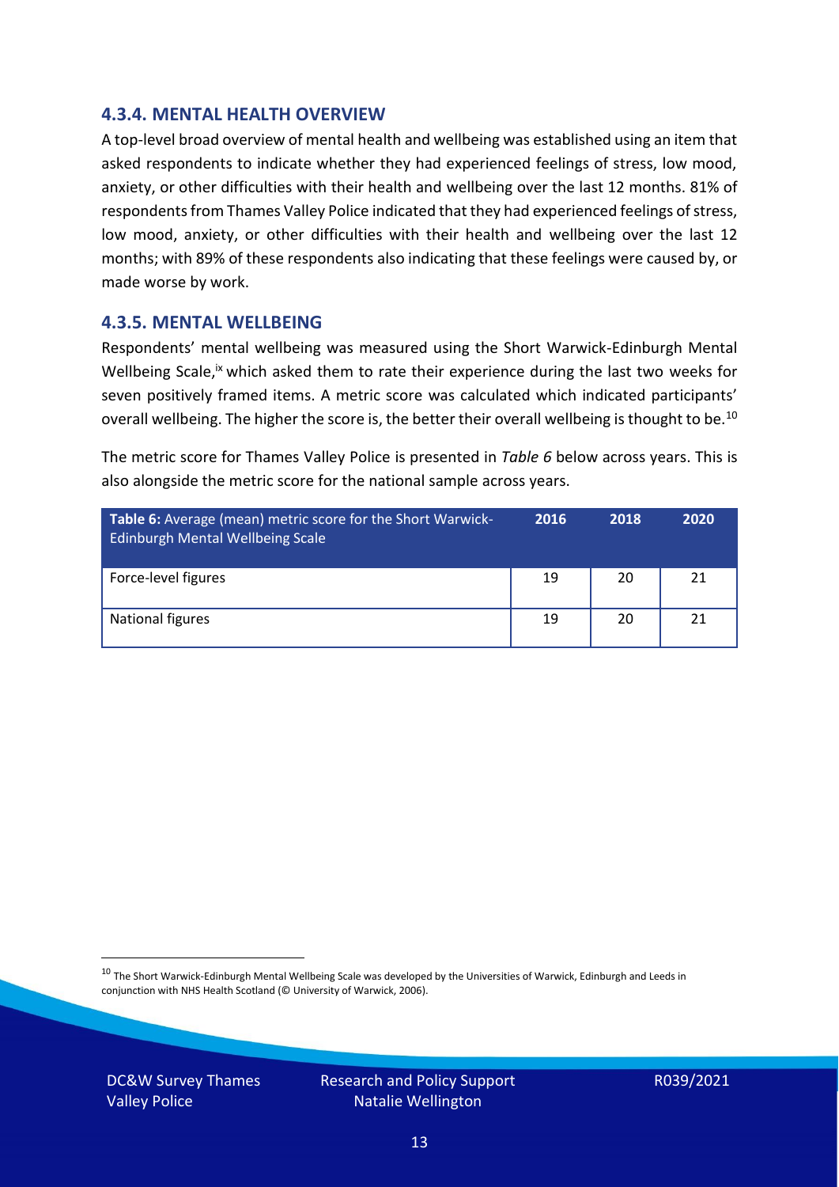### 4.3.4. MENTAL HEALTH OVERVIEW

A top-level broad overview of mental health and wellbeing was established using an item that asked respondents to indicate whether they had experienced feelings of stress, low mood, anxiety, or other difficulties with their health and wellbeing over the last 12 months. 81% of respondents from Thames Valley Police indicated that they had experienced feelings of stress, low mood, anxiety, or other difficulties with their health and wellbeing over the last 12 months; with 89% of these respondents also indicating that these feelings were caused by, or made worse by work.

### 4.3.5. MENTAL WELLBEING

Respondents' mental wellbeing was measured using the Short Warwick-Edinburgh Mental Wellbeing Scale,[ix] which asked them to rate their experience during the last two weeks for seven positively framed items. A metric score was calculated which indicated participants' overall wellbeing. The higher the score is, the better their overall wellbeing is thought to be.[10]

The metric score for Thames Valley Police is presented in *Table 6* below across years. This is also alongside the metric score for the national sample across years.

| **Table 6:** Average (mean) metric score for the Short Warwick-Edinburgh Mental Wellbeing Scale | 2016 | 2018 | 2020 |
|---|---|---|---|
| Force-level figures | 19 | 20 | 21 |
| National figures | 19 | 20 | 21 |

[10] The Short Warwick-Edinburgh Mental Wellbeing Scale was developed by the Universities of Warwick, Edinburgh and Leeds in conjunction with NHS Health Scotland (© University of Warwick, 2006).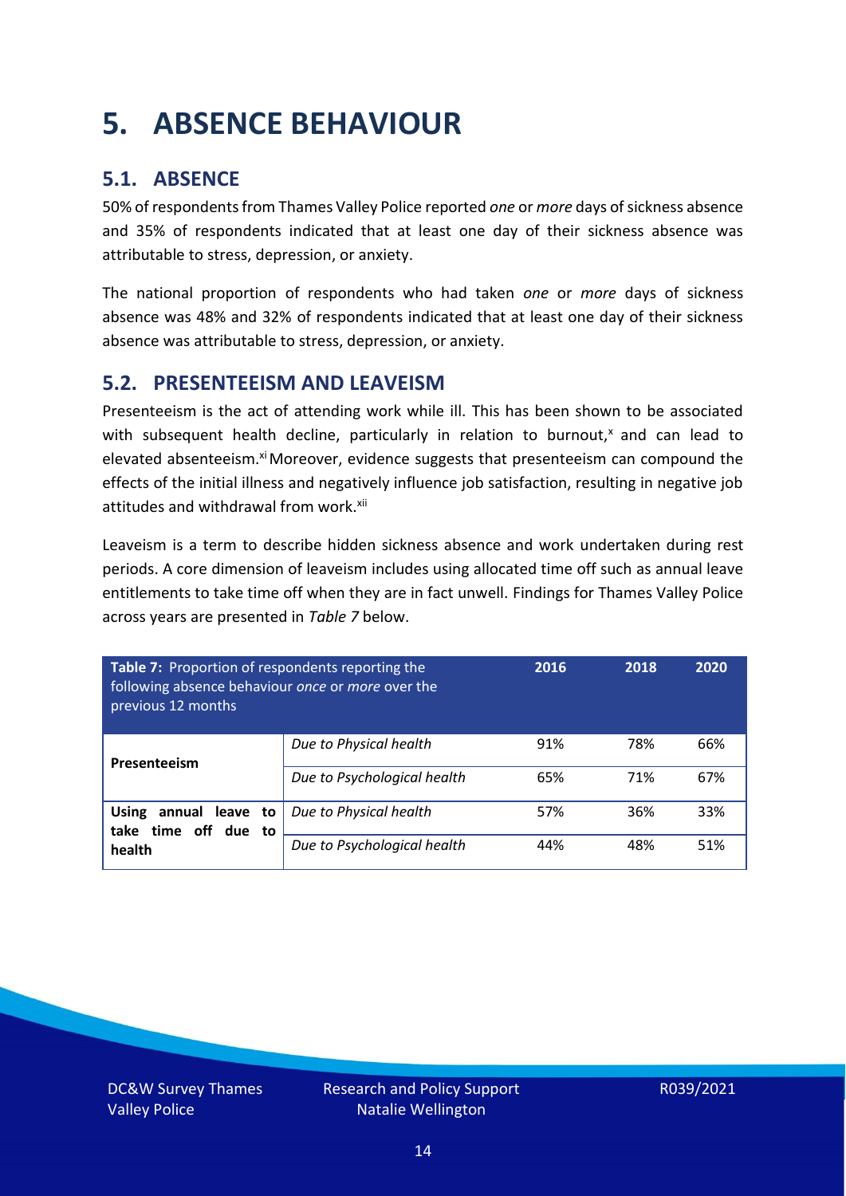# 5. ABSENCE BEHAVIOUR

## 5.1. ABSENCE

50% of respondents from Thames Valley Police reported *one* or *more* days of sickness absence and 35% of respondents indicated that at least one day of their sickness absence was attributable to stress, depression, or anxiety.

The national proportion of respondents who had taken *one* or *more* days of sickness absence was 48% and 32% of respondents indicated that at least one day of their sickness absence was attributable to stress, depression, or anxiety.

## 5.2. PRESENTEEISM AND LEAVEISM

Presenteeism is the act of attending work while ill. This has been shown to be associated with subsequent health decline, particularly in relation to burnout,[x] and can lead to elevated absenteeism.[xi] Moreover, evidence suggests that presenteeism can compound the effects of the initial illness and negatively influence job satisfaction, resulting in negative job attitudes and withdrawal from work.[xii]

Leaveism is a term to describe hidden sickness absence and work undertaken during rest periods. A core dimension of leaveism includes using allocated time off such as annual leave entitlements to take time off when they are in fact unwell. Findings for Thames Valley Police across years are presented in *Table 7* below.

| **Table 7:** Proportion of respondents reporting the following absence behaviour *once* or *more* over the previous 12 months | | 2016 | 2018 | 2020 |
|---|---|---|---|---|
| **Presenteeism** | *Due to Physical health* | 91% | 78% | 66% |
| | *Due to Psychological health* | 65% | 71% | 67% |
| **Using annual leave to take time off due to health** | *Due to Physical health* | 57% | 36% | 33% |
| | *Due to Psychological health* | 44% | 48% | 51% |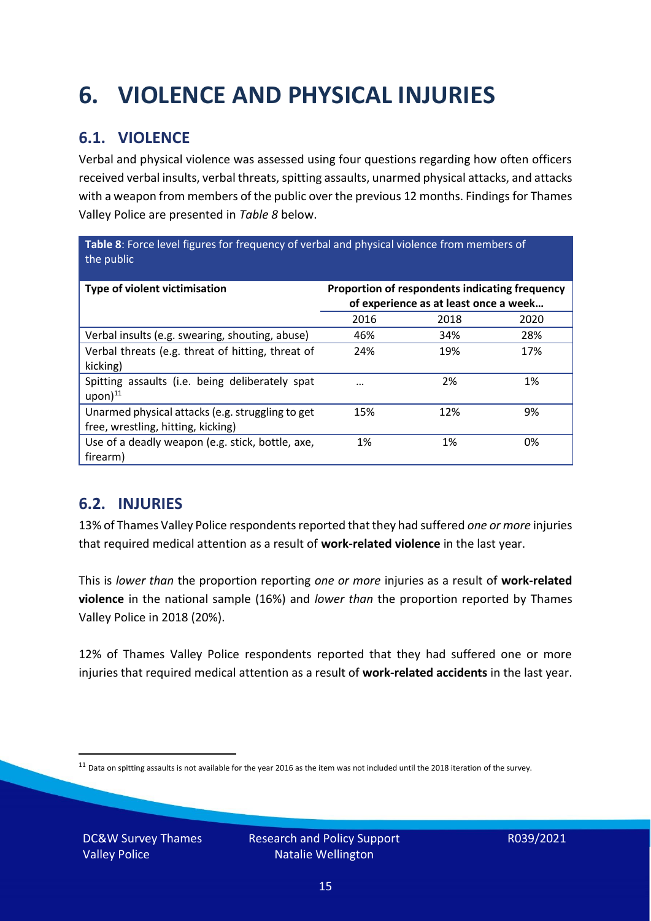# 6. VIOLENCE AND PHYSICAL INJURIES

## 6.1. VIOLENCE

Verbal and physical violence was assessed using four questions regarding how often officers received verbal insults, verbal threats, spitting assaults, unarmed physical attacks, and attacks with a weapon from members of the public over the previous 12 months. Findings for Thames Valley Police are presented in *Table 8* below.

**Table 8**: Force level figures for frequency of verbal and physical violence from members of the public

| Type of violent victimisation | Proportion of respondents indicating frequency of experience as at least once a week… | | |
|---|---|---|---|
| | 2016 | 2018 | 2020 |
| Verbal insults (e.g. swearing, shouting, abuse) | 46% | 34% | 28% |
| Verbal threats (e.g. threat of hitting, threat of kicking) | 24% | 19% | 17% |
| Spitting assaults (i.e. being deliberately spat upon)[11] | … | 2% | 1% |
| Unarmed physical attacks (e.g. struggling to get free, wrestling, hitting, kicking) | 15% | 12% | 9% |
| Use of a deadly weapon (e.g. stick, bottle, axe, firearm) | 1% | 1% | 0% |

## 6.2. INJURIES

13% of Thames Valley Police respondents reported that they had suffered *one or more* injuries that required medical attention as a result of **work-related violence** in the last year.

This is *lower than* the proportion reporting *one or more* injuries as a result of **work-related violence** in the national sample (16%) and *lower than* the proportion reported by Thames Valley Police in 2018 (20%).

12% of Thames Valley Police respondents reported that they had suffered one or more injuries that required medical attention as a result of **work-related accidents** in the last year.

[11] Data on spitting assaults is not available for the year 2016 as the item was not included until the 2018 iteration of the survey.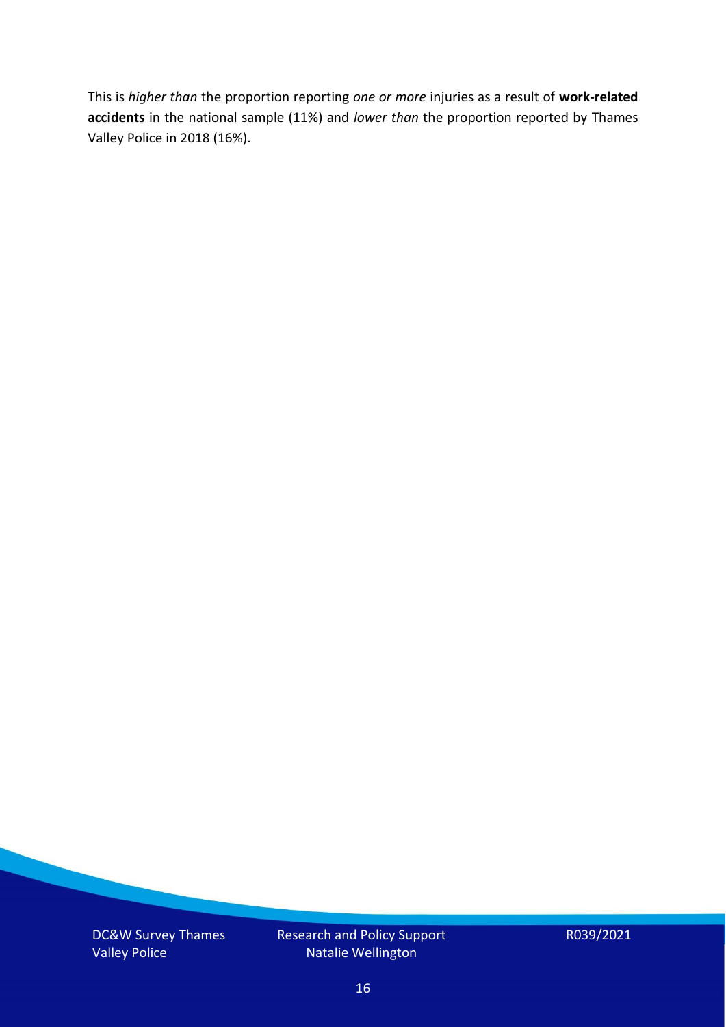This is *higher than* the proportion reporting *one or more* injuries as a result of **work-related accidents** in the national sample (11%) and *lower than* the proportion reported by Thames Valley Police in 2018 (16%).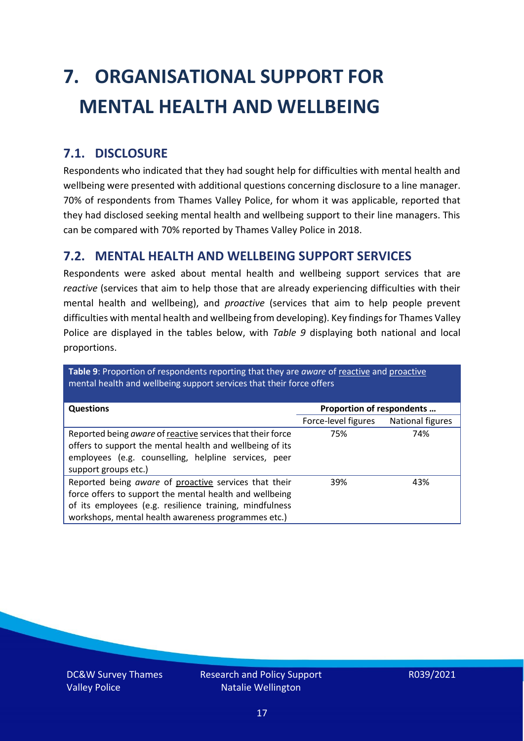# 7. ORGANISATIONAL SUPPORT FOR MENTAL HEALTH AND WELLBEING

## 7.1. DISCLOSURE

Respondents who indicated that they had sought help for difficulties with mental health and wellbeing were presented with additional questions concerning disclosure to a line manager. 70% of respondents from Thames Valley Police, for whom it was applicable, reported that they had disclosed seeking mental health and wellbeing support to their line managers. This can be compared with 70% reported by Thames Valley Police in 2018.

## 7.2. MENTAL HEALTH AND WELLBEING SUPPORT SERVICES

Respondents were asked about mental health and wellbeing support services that are *reactive* (services that aim to help those that are already experiencing difficulties with their mental health and wellbeing), and *proactive* (services that aim to help people prevent difficulties with mental health and wellbeing from developing). Key findings for Thames Valley Police are displayed in the tables below, with *Table 9* displaying both national and local proportions.

**Table 9**: Proportion of respondents reporting that they are *aware* of reactive and proactive mental health and wellbeing support services that their force offers

| Questions | Proportion of respondents … | |
|---|---|---|
| | Force-level figures | National figures |
| Reported being *aware* of reactive services that their force offers to support the mental health and wellbeing of its employees (e.g. counselling, helpline services, peer support groups etc.) | 75% | 74% |
| Reported being *aware* of proactive services that their force offers to support the mental health and wellbeing of its employees (e.g. resilience training, mindfulness workshops, mental health awareness programmes etc.) | 39% | 43% |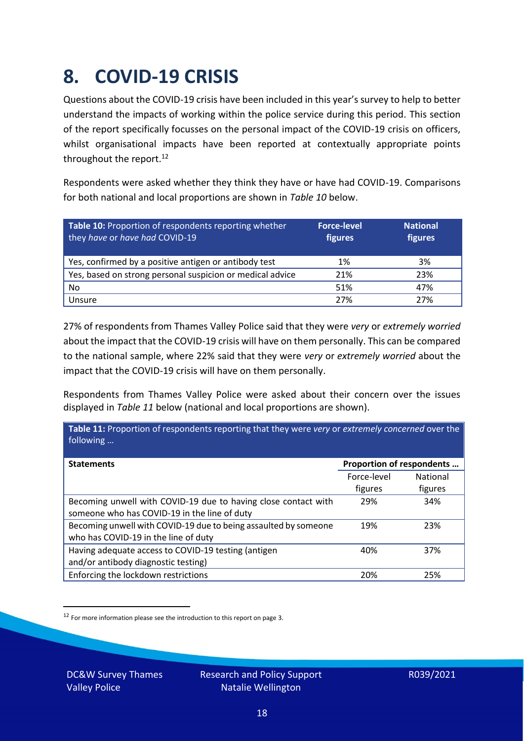# 8. COVID-19 CRISIS

Questions about the COVID-19 crisis have been included in this year's survey to help to better understand the impacts of working within the police service during this period. This section of the report specifically focusses on the personal impact of the COVID-19 crisis on officers, whilst organisational impacts have been reported at contextually appropriate points throughout the report.[12]

Respondents were asked whether they think they have or have had COVID-19. Comparisons for both national and local proportions are shown in *Table 10* below.

| **Table 10:** Proportion of respondents reporting whether they *have* or *have had* COVID-19 | **Force-level figures** | **National figures** |
|---|---|---|
| Yes, confirmed by a positive antigen or antibody test | 1% | 3% |
| Yes, based on strong personal suspicion or medical advice | 21% | 23% |
| No | 51% | 47% |
| Unsure | 27% | 27% |

27% of respondents from Thames Valley Police said that they were *very* or *extremely worried* about the impact that the COVID-19 crisis will have on them personally. This can be compared to the national sample, where 22% said that they were *very* or *extremely worried* about the impact that the COVID-19 crisis will have on them personally.

Respondents from Thames Valley Police were asked about their concern over the issues displayed in *Table 11* below (national and local proportions are shown).

**Table 11:** Proportion of respondents reporting that they were *very* or *extremely concerned* over the following …

| **Statements** | **Proportion of respondents …** | |
|---|---|---|
| | Force-level figures | National figures |
| Becoming unwell with COVID-19 due to having close contact with someone who has COVID-19 in the line of duty | 29% | 34% |
| Becoming unwell with COVID-19 due to being assaulted by someone who has COVID-19 in the line of duty | 19% | 23% |
| Having adequate access to COVID-19 testing (antigen and/or antibody diagnostic testing) | 40% | 37% |
| Enforcing the lockdown restrictions | 20% | 25% |

[12] For more information please see the introduction to this report on page 3.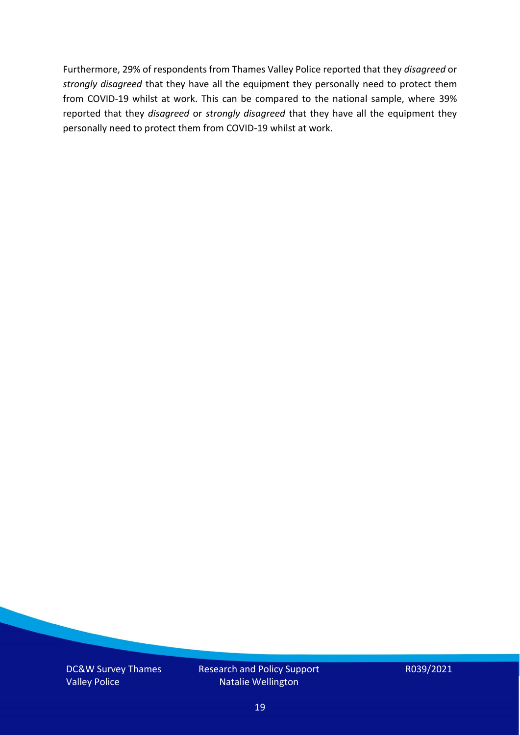Furthermore, 29% of respondents from Thames Valley Police reported that they *disagreed* or *strongly disagreed* that they have all the equipment they personally need to protect them from COVID-19 whilst at work. This can be compared to the national sample, where 39% reported that they *disagreed* or *strongly disagreed* that they have all the equipment they personally need to protect them from COVID-19 whilst at work.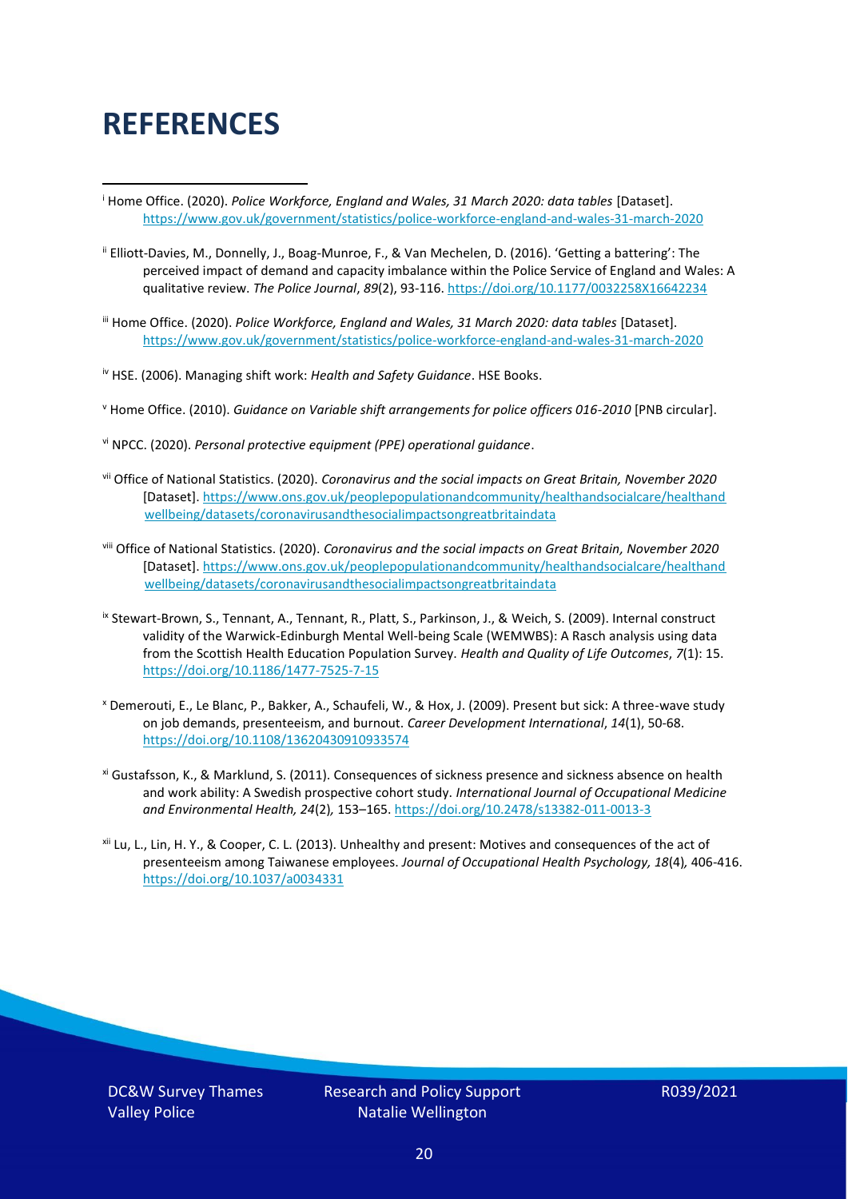# REFERENCES

[i] Home Office. (2020). *Police Workforce, England and Wales, 31 March 2020: data tables* [Dataset]. https://www.gov.uk/government/statistics/police-workforce-england-and-wales-31-march-2020

[ii] Elliott-Davies, M., Donnelly, J., Boag-Munroe, F., & Van Mechelen, D. (2016). 'Getting a battering': The perceived impact of demand and capacity imbalance within the Police Service of England and Wales: A qualitative review. *The Police Journal*, *89*(2), 93-116. https://doi.org/10.1177/0032258X16642234

[iii] Home Office. (2020). *Police Workforce, England and Wales, 31 March 2020: data tables* [Dataset]. https://www.gov.uk/government/statistics/police-workforce-england-and-wales-31-march-2020

[iv] HSE. (2006). Managing shift work: *Health and Safety Guidance*. HSE Books.

[v] Home Office. (2010). *Guidance on Variable shift arrangements for police officers 016-2010* [PNB circular].

[vi] NPCC. (2020). *Personal protective equipment (PPE) operational guidance*.

[vii] Office of National Statistics. (2020). *Coronavirus and the social impacts on Great Britain, November 2020* [Dataset]. https://www.ons.gov.uk/peoplepopulationandcommunity/healthandsocialcare/healthandwellbeing/datasets/coronavirusandthesocialimpactsongreatbritaindata

[viii] Office of National Statistics. (2020). *Coronavirus and the social impacts on Great Britain, November 2020* [Dataset]. https://www.ons.gov.uk/peoplepopulationandcommunity/healthandsocialcare/healthandwellbeing/datasets/coronavirusandthesocialimpactsongreatbritaindata

[ix] Stewart-Brown, S., Tennant, A., Tennant, R., Platt, S., Parkinson, J., & Weich, S. (2009). Internal construct validity of the Warwick-Edinburgh Mental Well-being Scale (WEMWBS): A Rasch analysis using data from the Scottish Health Education Population Survey. *Health and Quality of Life Outcomes*, *7*(1): 15. https://doi.org/10.1186/1477-7525-7-15

[x] Demerouti, E., Le Blanc, P., Bakker, A., Schaufeli, W., & Hox, J. (2009). Present but sick: A three-wave study on job demands, presenteeism, and burnout. *Career Development International*, *14*(1), 50-68. https://doi.org/10.1108/13620430910933574

[xi] Gustafsson, K., & Marklund, S. (2011). Consequences of sickness presence and sickness absence on health and work ability: A Swedish prospective cohort study. *International Journal of Occupational Medicine and Environmental Health, 24*(2)*,* 153–165. https://doi.org/10.2478/s13382-011-0013-3

[xii] Lu, L., Lin, H. Y., & Cooper, C. L. (2013). Unhealthy and present: Motives and consequences of the act of presenteeism among Taiwanese employees. *Journal of Occupational Health Psychology, 18*(4)*,* 406-416. https://doi.org/10.1037/a0034331